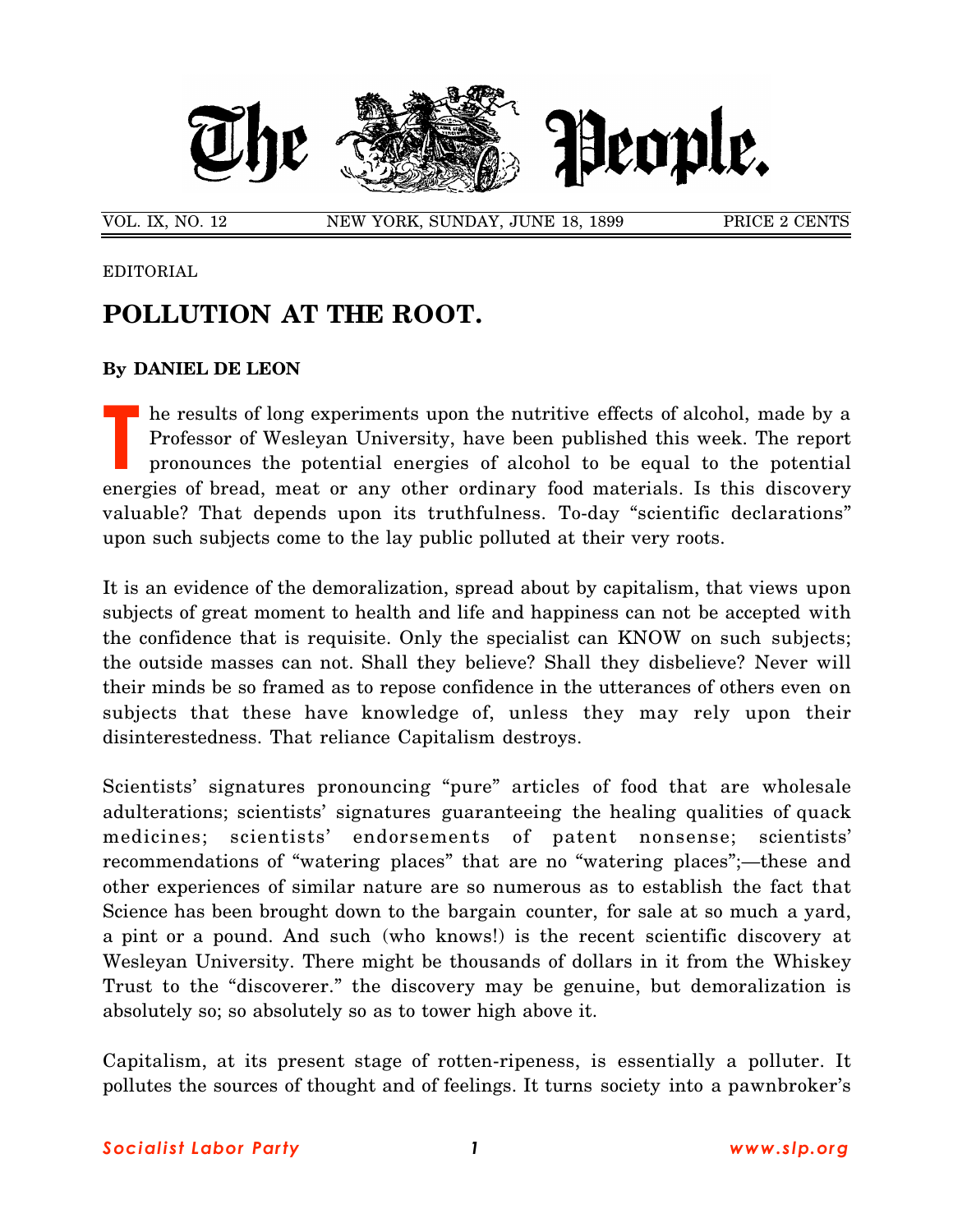# The People.

VOL. IX, NO. 12 NEW YORK, SUNDAY, JUNE 18, 1899 PRICE 2 CENTS

EDITORIAL

## POLLUTION AT THE ROOT.

**By DANIEL DE LEON**

The results of long experiments upon the nutritive effects of alcohol, made by a Professor of Wesleyan University, have been published this week. The report pronounces the potential energies of alcohol to be equal to the potential energies of bread, meat or any other ordinary food materials. Is this discovery valuable? That depends upon its truthfulness. To-day "scientific declarations" upon such subjects come to the lay public polluted at their very roots.

It is an evidence of the demoralization, spread about by capitalism, that views upon subjects of great moment to health and life and happiness can not be accepted with the confidence that is requisite. Only the specialist can KNOW on such subjects; the outside masses can not. Shall they believe? Shall they disbelieve? Never will their minds be so framed as to repose confidence in the utterances of others even on subjects that these have knowledge of, unless they may rely upon their disinterestedness. That reliance Capitalism destroys.

Scientists' signatures pronouncing "pure" articles of food that are wholesale adulterations; scientists' signatures guaranteeing the healing qualities of quack medicines; scientists' endorsements of patent nonsense; scientists' recommendations of "watering places" that are no "watering places";—these and other experiences of similar nature are so numerous as to establish the fact that Science has been brought down to the bargain counter, for sale at so much a yard, a pint or a pound. And such (who knows!) is the recent scientific discovery at Wesleyan University. There might be thousands of dollars in it from the Whiskey Trust to the "discoverer." the discovery may be genuine, but demoralization is absolutely so; so absolutely so as to tower high above it.

Capitalism, at its present stage of rotten-ripeness, is essentially a polluter. It pollutes the sources of thought and of feelings. It turns society into a pawnbroker's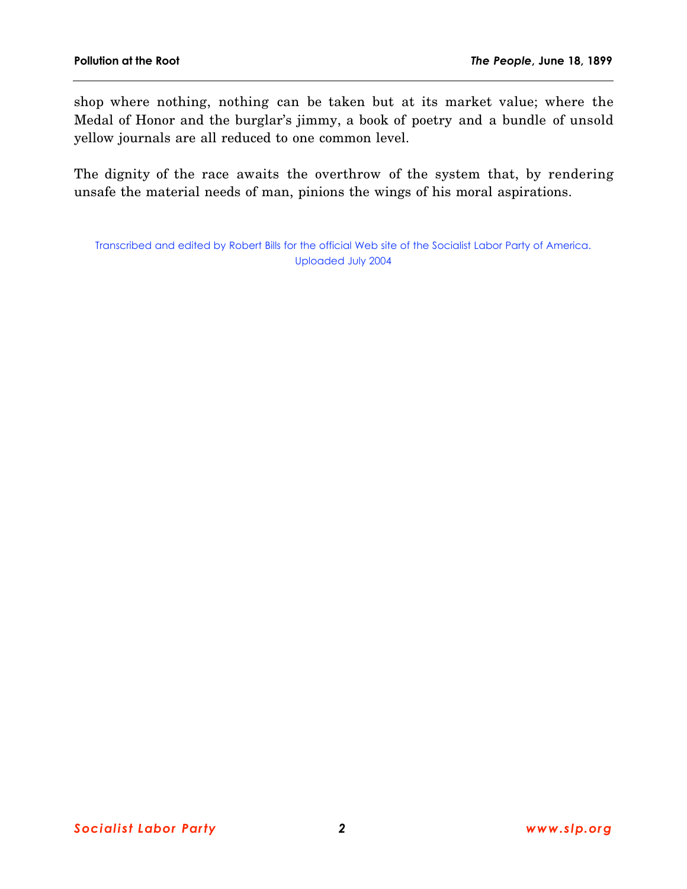shop where nothing, nothing can be taken but at its market value; where the Medal of Honor and the burglar's jimmy, a book of poetry and a bundle of unsold yellow journals are all reduced to one common level.

The dignity of the race awaits the overthrow of the system that, by rendering unsafe the material needs of man, pinions the wings of his moral aspirations.

Transcribed and edited by Robert Bills for the official Web site of the Socialist Labor Party of America.
Uploaded July 2004